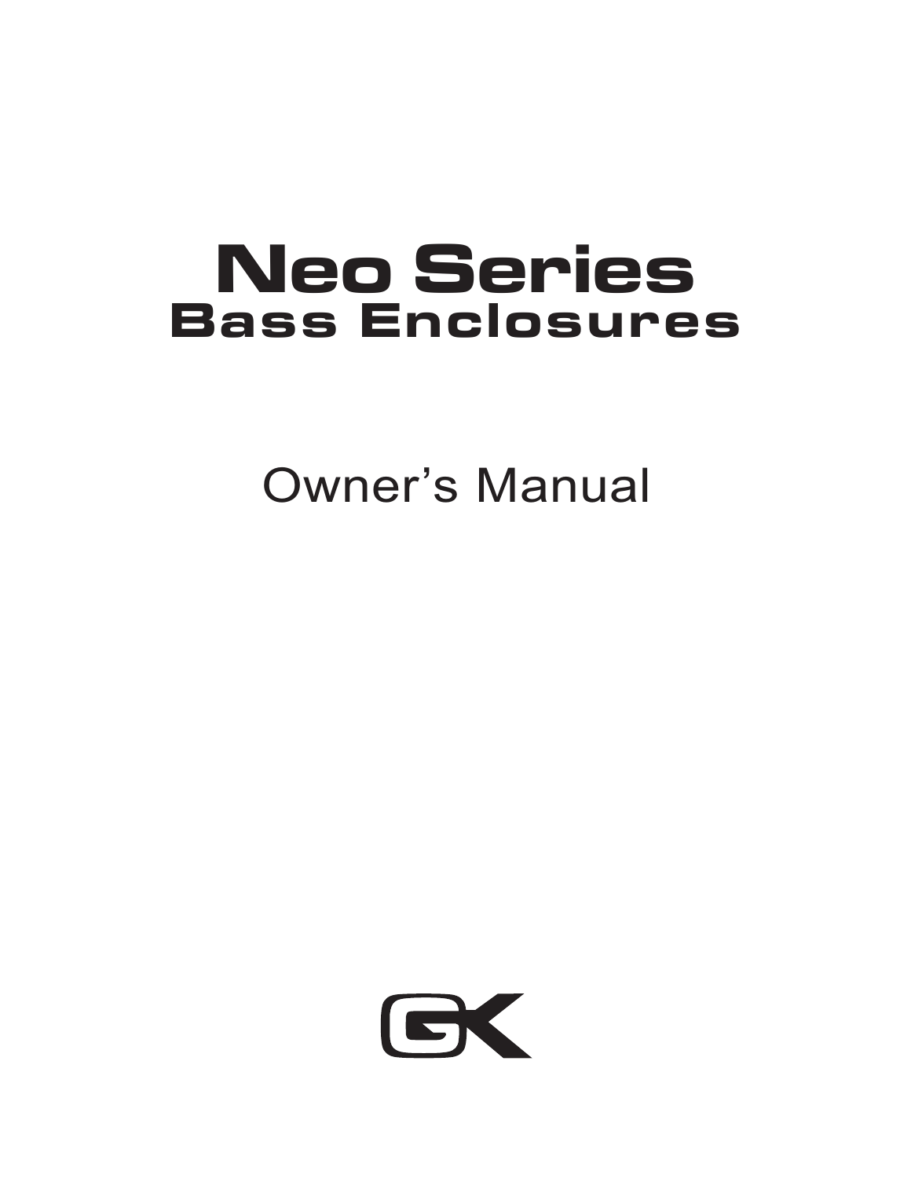# Neo Series
## Bass Enclosures

Owner's Manual

GK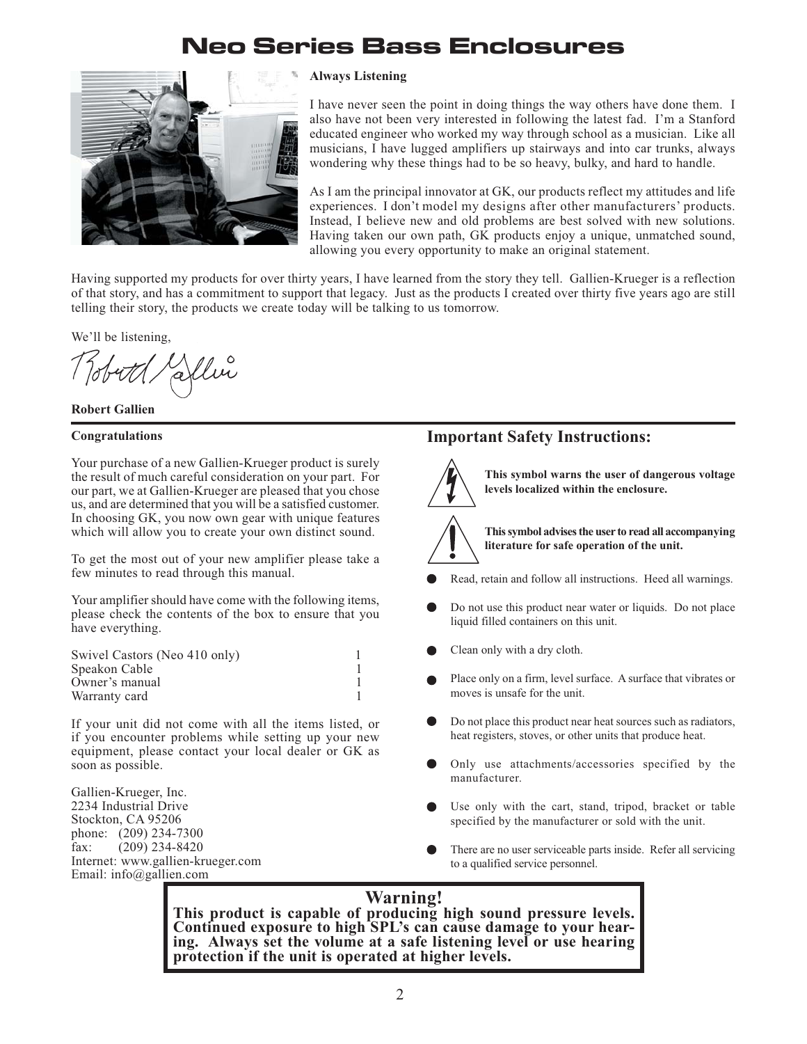# Neo Series Bass Enclosures

**Always Listening**

I have never seen the point in doing things the way others have done them. I also have not been very interested in following the latest fad. I'm a Stanford educated engineer who worked my way through school as a musician. Like all musicians, I have lugged amplifiers up stairways and into car trunks, always wondering why these things had to be so heavy, bulky, and hard to handle.

As I am the principal innovator at GK, our products reflect my attitudes and life experiences. I don't model my designs after other manufacturers' products. Instead, I believe new and old problems are best solved with new solutions. Having taken our own path, GK products enjoy a unique, unmatched sound, allowing you every opportunity to make an original statement.

Having supported my products for over thirty years, I have learned from the story they tell. Gallien-Krueger is a reflection of that story, and has a commitment to support that legacy. Just as the products I created over thirty five years ago are still telling their story, the products we create today will be talking to us tomorrow.

We'll be listening,

**Robert Gallien**

**Congratulations**

Your purchase of a new Gallien-Krueger product is surely the result of much careful consideration on your part. For our part, we at Gallien-Krueger are pleased that you chose us, and are determined that you will be a satisfied customer. In choosing GK, you now own gear with unique features which will allow you to create your own distinct sound.

To get the most out of your new amplifier please take a few minutes to read through this manual.

Your amplifier should have come with the following items, please check the contents of the box to ensure that you have everything.

| Item | Qty |
|---|---|
| Swivel Castors (Neo 410 only) | 1 |
| Speakon Cable | 1 |
| Owner's manual | 1 |
| Warranty card | 1 |

If your unit did not come with all the items listed, or if you encounter problems while setting up your new equipment, please contact your local dealer or GK as soon as possible.

Gallien-Krueger, Inc.
2234 Industrial Drive
Stockton, CA 95206
phone: (209) 234-7300
fax: (209) 234-8420
Internet: www.gallien-krueger.com
Email: info@gallien.com

## Important Safety Instructions:

**This symbol warns the user of dangerous voltage levels localized within the enclosure.**

**This symbol advises the user to read all accompanying literature for safe operation of the unit.**

- Read, retain and follow all instructions. Heed all warnings.
- Do not use this product near water or liquids. Do not place liquid filled containers on this unit.
- Clean only with a dry cloth.
- Place only on a firm, level surface. A surface that vibrates or moves is unsafe for the unit.
- Do not place this product near heat sources such as radiators, heat registers, stoves, or other units that produce heat.
- Only use attachments/accessories specified by the manufacturer.
- Use only with the cart, stand, tripod, bracket or table specified by the manufacturer or sold with the unit.
- There are no user serviceable parts inside. Refer all servicing to a qualified service personnel.

**Warning!**
**This product is capable of producing high sound pressure levels. Continued exposure to high SPL's can cause damage to your hearing. Always set the volume at a safe listening level or use hearing protection if the unit is operated at higher levels.**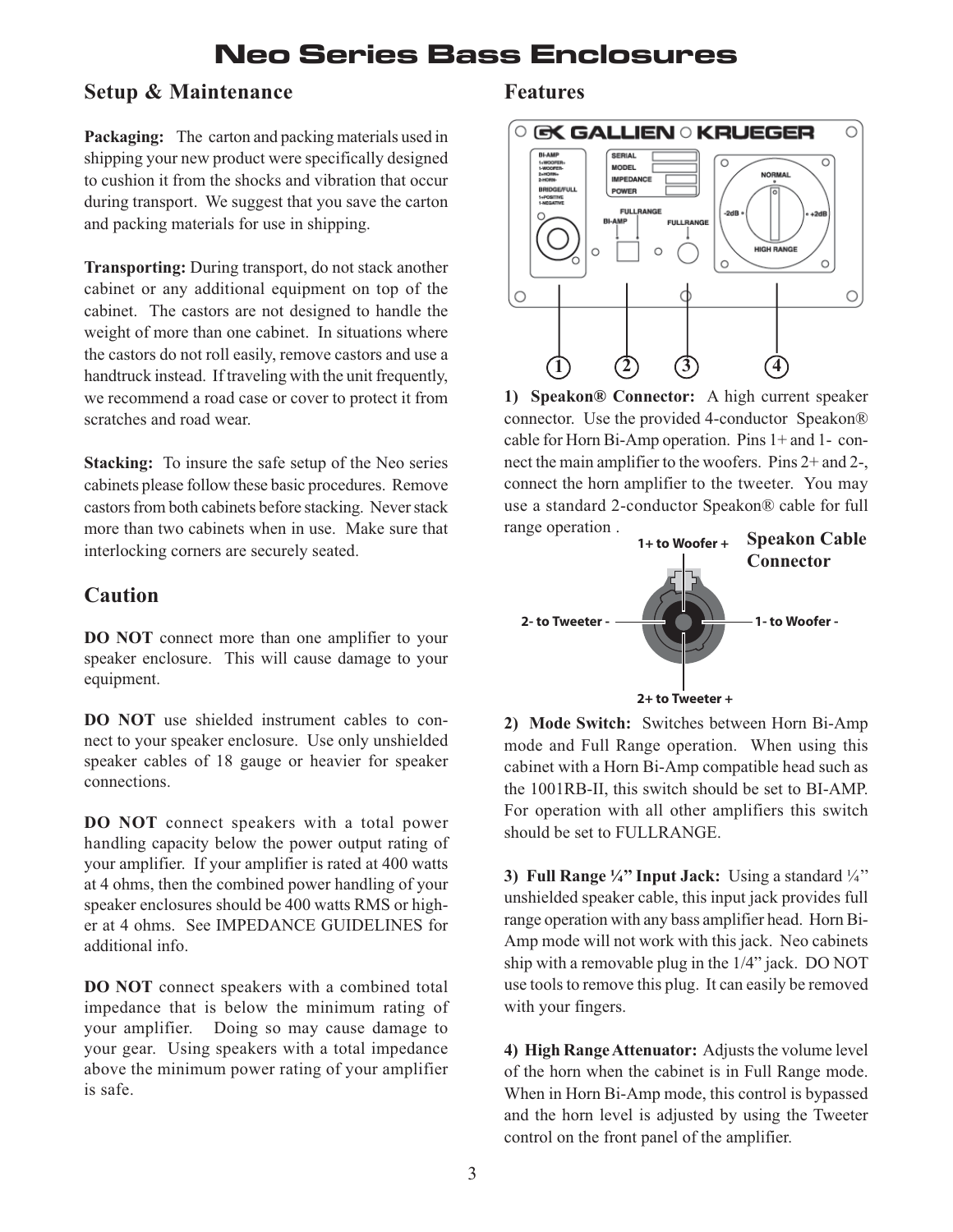# Neo Series Bass Enclosures

## Setup & Maintenance

**Packaging:** The carton and packing materials used in shipping your new product were specifically designed to cushion it from the shocks and vibration that occur during transport. We suggest that you save the carton and packing materials for use in shipping.

**Transporting:** During transport, do not stack another cabinet or any additional equipment on top of the cabinet. The castors are not designed to handle the weight of more than one cabinet. In situations where the castors do not roll easily, remove castors and use a handtruck instead. If traveling with the unit frequently, we recommend a road case or cover to protect it from scratches and road wear.

**Stacking:** To insure the safe setup of the Neo series cabinets please follow these basic procedures. Remove castors from both cabinets before stacking. Never stack more than two cabinets when in use. Make sure that interlocking corners are securely seated.

## Caution

**DO NOT** connect more than one amplifier to your speaker enclosure. This will cause damage to your equipment.

**DO NOT** use shielded instrument cables to connect to your speaker enclosure. Use only unshielded speaker cables of 18 gauge or heavier for speaker connections.

**DO NOT** connect speakers with a total power handling capacity below the power output rating of your amplifier. If your amplifier is rated at 400 watts at 4 ohms, then the combined power handling of your speaker enclosures should be 400 watts RMS or higher at 4 ohms. See IMPEDANCE GUIDELINES for additional info.

**DO NOT** connect speakers with a combined total impedance that is below the minimum rating of your amplifier. Doing so may cause damage to your gear. Using speakers with a total impedance above the minimum power rating of your amplifier is safe.

## Features

**1) Speakon® Connector:** A high current speaker connector. Use the provided 4-conductor Speakon® cable for Horn Bi-Amp operation. Pins 1+ and 1- connect the main amplifier to the woofers. Pins 2+ and 2-, connect the horn amplifier to the tweeter. You may use a standard 2-conductor Speakon® cable for full range operation .

**Speakon Cable Connector**

1+ to Woofer +
1- to Woofer -
2+ to Tweeter +
2- to Tweeter -

**2) Mode Switch:** Switches between Horn Bi-Amp mode and Full Range operation. When using this cabinet with a Horn Bi-Amp compatible head such as the 1001RB-II, this switch should be set to BI-AMP. For operation with all other amplifiers this switch should be set to FULLRANGE.

**3) Full Range ¼" Input Jack:** Using a standard ¼" unshielded speaker cable, this input jack provides full range operation with any bass amplifier head. Horn Bi-Amp mode will not work with this jack. Neo cabinets ship with a removable plug in the 1/4" jack. DO NOT use tools to remove this plug. It can easily be removed with your fingers.

**4) High Range Attenuator:** Adjusts the volume level of the horn when the cabinet is in Full Range mode. When in Horn Bi-Amp mode, this control is bypassed and the horn level is adjusted by using the Tweeter control on the front panel of the amplifier.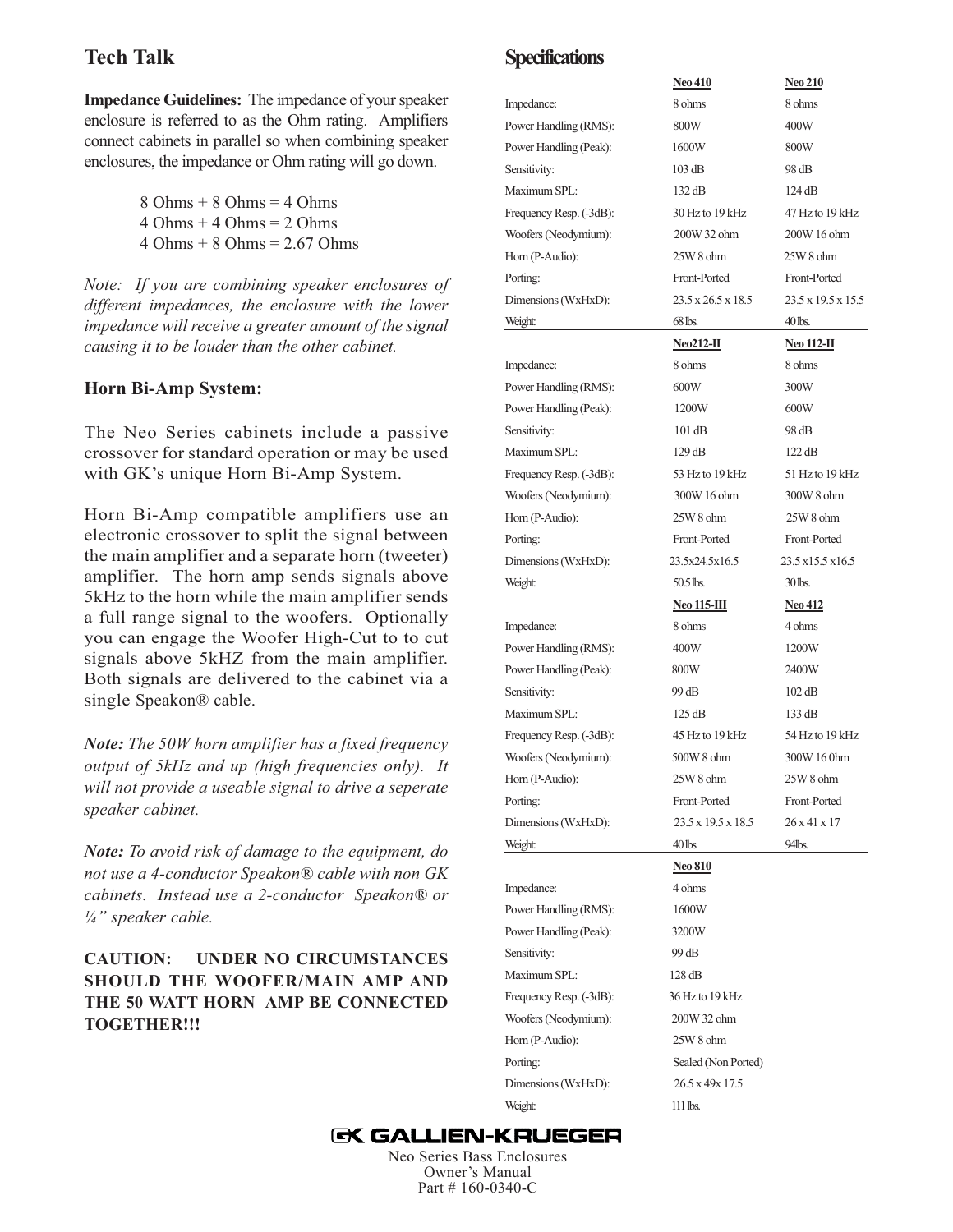## Tech Talk

**Impedance Guidelines:** The impedance of your speaker enclosure is referred to as the Ohm rating. Amplifiers connect cabinets in parallel so when combining speaker enclosures, the impedance or Ohm rating will go down.

8 Ohms + 8 Ohms = 4 Ohms
4 Ohms + 4 Ohms = 2 Ohms
4 Ohms + 8 Ohms = 2.67 Ohms

*Note: If you are combining speaker enclosures of different impedances, the enclosure with the lower impedance will receive a greater amount of the signal causing it to be louder than the other cabinet.*

### Horn Bi-Amp System:

The Neo Series cabinets include a passive crossover for standard operation or may be used with GK's unique Horn Bi-Amp System.

Horn Bi-Amp compatible amplifiers use an electronic crossover to split the signal between the main amplifier and a separate horn (tweeter) amplifier. The horn amp sends signals above 5kHz to the horn while the main amplifier sends a full range signal to the woofers. Optionally you can engage the Woofer High-Cut to to cut signals above 5kHZ from the main amplifier. Both signals are delivered to the cabinet via a single Speakon® cable.

***Note:*** *The 50W horn amplifier has a fixed frequency output of 5kHz and up (high frequencies only). It will not provide a useable signal to drive a seperate speaker cabinet.*

***Note:*** *To avoid risk of damage to the equipment, do not use a 4-conductor Speakon® cable with non GK cabinets. Instead use a 2-conductor Speakon® or ¼" speaker cable.*

**CAUTION: UNDER NO CIRCUMSTANCES SHOULD THE WOOFER/MAIN AMP AND THE 50 WATT HORN AMP BE CONNECTED TOGETHER!!!**

## Specifications

| | Neo 410 | Neo 210 |
|---|---|---|
| Impedance: | 8 ohms | 8 ohms |
| Power Handling (RMS): | 800W | 400W |
| Power Handling (Peak): | 1600W | 800W |
| Sensitivity: | 103 dB | 98 dB |
| Maximum SPL: | 132 dB | 124 dB |
| Frequency Resp. (-3dB): | 30 Hz to 19 kHz | 47 Hz to 19 kHz |
| Woofers (Neodymium): | 200W 32 ohm | 200W 16 ohm |
| Horn (P-Audio): | 25W 8 ohm | 25W 8 ohm |
| Porting: | Front-Ported | Front-Ported |
| Dimensions (WxHxD): | 23.5 x 26.5 x 18.5 | 23.5 x 19.5 x 15.5 |
| Weight: | 68 lbs. | 40 lbs. |

| | Neo212-II | Neo 112-II |
|---|---|---|
| Impedance: | 8 ohms | 8 ohms |
| Power Handling (RMS): | 600W | 300W |
| Power Handling (Peak): | 1200W | 600W |
| Sensitivity: | 101 dB | 98 dB |
| Maximum SPL: | 129 dB | 122 dB |
| Frequency Resp. (-3dB): | 53 Hz to 19 kHz | 51 Hz to 19 kHz |
| Woofers (Neodymium): | 300W 16 ohm | 300W 8 ohm |
| Horn (P-Audio): | 25W 8 ohm | 25W 8 ohm |
| Porting: | Front-Ported | Front-Ported |
| Dimensions (WxHxD): | 23.5x24.5x16.5 | 23.5 x15.5 x16.5 |
| Weight: | 50.5 lbs. | 30 lbs. |

| | Neo 115-III | Neo 412 |
|---|---|---|
| Impedance: | 8 ohms | 4 ohms |
| Power Handling (RMS): | 400W | 1200W |
| Power Handling (Peak): | 800W | 2400W |
| Sensitivity: | 99 dB | 102 dB |
| Maximum SPL: | 125 dB | 133 dB |
| Frequency Resp. (-3dB): | 45 Hz to 19 kHz | 54 Hz to 19 kHz |
| Woofers (Neodymium): | 500W 8 ohm | 300W 16 0hm |
| Horn (P-Audio): | 25W 8 ohm | 25W 8 ohm |
| Porting: | Front-Ported | Front-Ported |
| Dimensions (WxHxD): | 23.5 x 19.5 x 18.5 | 26 x 41 x 17 |
| Weight: | 40 lbs. | 94lbs. |

| | Neo 810 |
|---|---|
| Impedance: | 4 ohms |
| Power Handling (RMS): | 1600W |
| Power Handling (Peak): | 3200W |
| Sensitivity: | 99 dB |
| Maximum SPL: | 128 dB |
| Frequency Resp. (-3dB): | 36 Hz to 19 kHz |
| Woofers (Neodymium): | 200W 32 ohm |
| Horn (P-Audio): | 25W 8 ohm |
| Porting: | Sealed (Non Ported) |
| Dimensions (WxHxD): | 26.5 x 49x 17.5 |
| Weight: | 111 lbs. |

GK GALLIEN-KRUEGER

Neo Series Bass Enclosures
Owner's Manual
Part # 160-0340-C